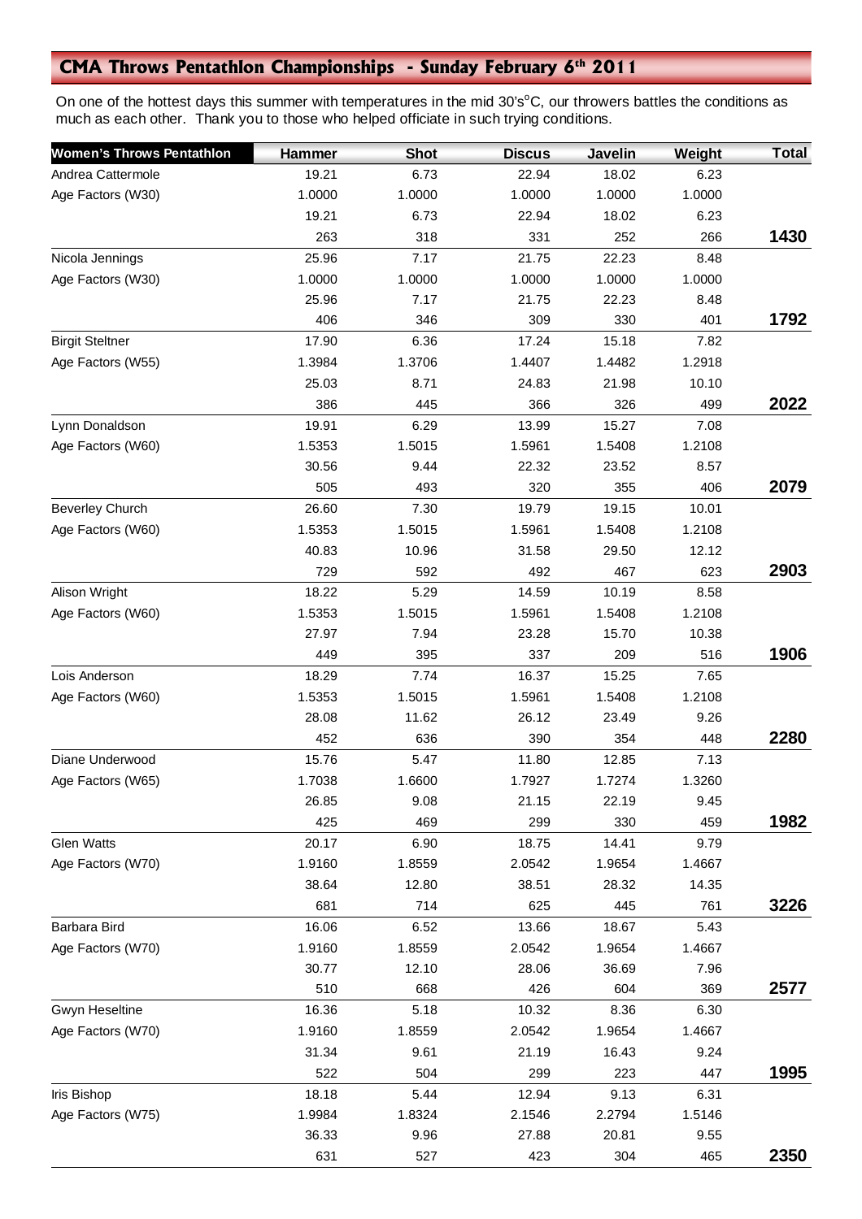## CMA Throws Pentathlon Championships - Sunday February 6th 2011

On one of the hottest days this summer with temperatures in the mid 30's°C, our throwers battles the conditions as much as each other. Thank you to those who helped officiate in such trying conditions.

| Women's Throws Pentathlon | Hammer | Shot | Discus | Javelin | Weight | Total |
|---|---|---|---|---|---|---|
| Andrea Cattermole | 19.21 | 6.73 | 22.94 | 18.02 | 6.23 | |
| Age Factors (W30) | 1.0000 | 1.0000 | 1.0000 | 1.0000 | 1.0000 | |
| | 19.21 | 6.73 | 22.94 | 18.02 | 6.23 | |
| | 263 | 318 | 331 | 252 | 266 | **1430** |
| Nicola Jennings | 25.96 | 7.17 | 21.75 | 22.23 | 8.48 | |
| Age Factors (W30) | 1.0000 | 1.0000 | 1.0000 | 1.0000 | 1.0000 | |
| | 25.96 | 7.17 | 21.75 | 22.23 | 8.48 | |
| | 406 | 346 | 309 | 330 | 401 | **1792** |
| Birgit Steltner | 17.90 | 6.36 | 17.24 | 15.18 | 7.82 | |
| Age Factors (W55) | 1.3984 | 1.3706 | 1.4407 | 1.4482 | 1.2918 | |
| | 25.03 | 8.71 | 24.83 | 21.98 | 10.10 | |
| | 386 | 445 | 366 | 326 | 499 | **2022** |
| Lynn Donaldson | 19.91 | 6.29 | 13.99 | 15.27 | 7.08 | |
| Age Factors (W60) | 1.5353 | 1.5015 | 1.5961 | 1.5408 | 1.2108 | |
| | 30.56 | 9.44 | 22.32 | 23.52 | 8.57 | |
| | 505 | 493 | 320 | 355 | 406 | **2079** |
| Beverley Church | 26.60 | 7.30 | 19.79 | 19.15 | 10.01 | |
| Age Factors (W60) | 1.5353 | 1.5015 | 1.5961 | 1.5408 | 1.2108 | |
| | 40.83 | 10.96 | 31.58 | 29.50 | 12.12 | |
| | 729 | 592 | 492 | 467 | 623 | **2903** |
| Alison Wright | 18.22 | 5.29 | 14.59 | 10.19 | 8.58 | |
| Age Factors (W60) | 1.5353 | 1.5015 | 1.5961 | 1.5408 | 1.2108 | |
| | 27.97 | 7.94 | 23.28 | 15.70 | 10.38 | |
| | 449 | 395 | 337 | 209 | 516 | **1906** |
| Lois Anderson | 18.29 | 7.74 | 16.37 | 15.25 | 7.65 | |
| Age Factors (W60) | 1.5353 | 1.5015 | 1.5961 | 1.5408 | 1.2108 | |
| | 28.08 | 11.62 | 26.12 | 23.49 | 9.26 | |
| | 452 | 636 | 390 | 354 | 448 | **2280** |
| Diane Underwood | 15.76 | 5.47 | 11.80 | 12.85 | 7.13 | |
| Age Factors (W65) | 1.7038 | 1.6600 | 1.7927 | 1.7274 | 1.3260 | |
| | 26.85 | 9.08 | 21.15 | 22.19 | 9.45 | |
| | 425 | 469 | 299 | 330 | 459 | **1982** |
| Glen Watts | 20.17 | 6.90 | 18.75 | 14.41 | 9.79 | |
| Age Factors (W70) | 1.9160 | 1.8559 | 2.0542 | 1.9654 | 1.4667 | |
| | 38.64 | 12.80 | 38.51 | 28.32 | 14.35 | |
| | 681 | 714 | 625 | 445 | 761 | **3226** |
| Barbara Bird | 16.06 | 6.52 | 13.66 | 18.67 | 5.43 | |
| Age Factors (W70) | 1.9160 | 1.8559 | 2.0542 | 1.9654 | 1.4667 | |
| | 30.77 | 12.10 | 28.06 | 36.69 | 7.96 | |
| | 510 | 668 | 426 | 604 | 369 | **2577** |
| Gwyn Heseltine | 16.36 | 5.18 | 10.32 | 8.36 | 6.30 | |
| Age Factors (W70) | 1.9160 | 1.8559 | 2.0542 | 1.9654 | 1.4667 | |
| | 31.34 | 9.61 | 21.19 | 16.43 | 9.24 | |
| | 522 | 504 | 299 | 223 | 447 | **1995** |
| Iris Bishop | 18.18 | 5.44 | 12.94 | 9.13 | 6.31 | |
| Age Factors (W75) | 1.9984 | 1.8324 | 2.1546 | 2.2794 | 1.5146 | |
| | 36.33 | 9.96 | 27.88 | 20.81 | 9.55 | |
| | 631 | 527 | 423 | 304 | 465 | **2350** |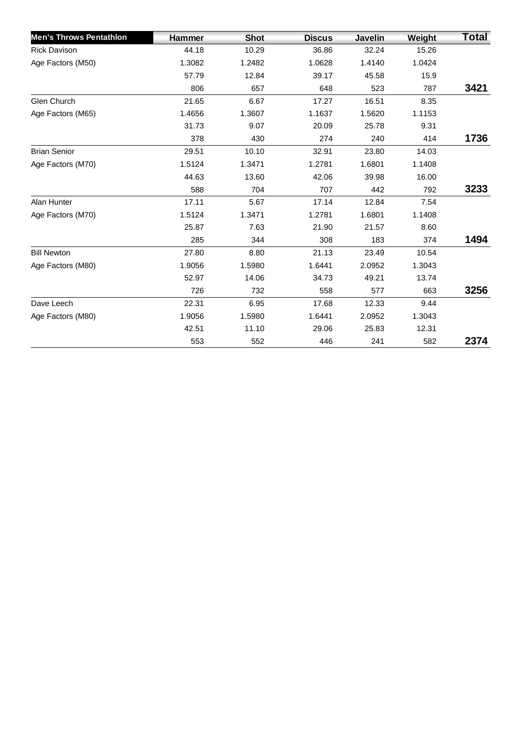| Men's Throws Pentathlon | Hammer | Shot | Discus | Javelin | Weight | Total |
|---|---|---|---|---|---|---|
| Rick Davison | 44.18 | 10.29 | 36.86 | 32.24 | 15.26 | |
| Age Factors (M50) | 1.3082 | 1.2482 | 1.0628 | 1.4140 | 1.0424 | |
| | 57.79 | 12.84 | 39.17 | 45.58 | 15.9 | |
| | 806 | 657 | 648 | 523 | 787 | **3421** |
| Glen Church | 21.65 | 6.67 | 17.27 | 16.51 | 8.35 | |
| Age Factors (M65) | 1.4656 | 1.3607 | 1.1637 | 1.5620 | 1.1153 | |
| | 31.73 | 9.07 | 20.09 | 25.78 | 9.31 | |
| | 378 | 430 | 274 | 240 | 414 | **1736** |
| Brian Senior | 29.51 | 10.10 | 32.91 | 23.80 | 14.03 | |
| Age Factors (M70) | 1.5124 | 1.3471 | 1.2781 | 1.6801 | 1.1408 | |
| | 44.63 | 13.60 | 42.06 | 39.98 | 16.00 | |
| | 588 | 704 | 707 | 442 | 792 | **3233** |
| Alan Hunter | 17.11 | 5.67 | 17.14 | 12.84 | 7.54 | |
| Age Factors (M70) | 1.5124 | 1.3471 | 1.2781 | 1.6801 | 1.1408 | |
| | 25.87 | 7.63 | 21.90 | 21.57 | 8.60 | |
| | 285 | 344 | 308 | 183 | 374 | **1494** |
| Bill Newton | 27.80 | 8.80 | 21.13 | 23.49 | 10.54 | |
| Age Factors (M80) | 1.9056 | 1.5980 | 1.6441 | 2.0952 | 1.3043 | |
| | 52.97 | 14.06 | 34.73 | 49.21 | 13.74 | |
| | 726 | 732 | 558 | 577 | 663 | **3256** |
| Dave Leech | 22.31 | 6.95 | 17.68 | 12.33 | 9.44 | |
| Age Factors (M80) | 1.9056 | 1.5980 | 1.6441 | 2.0952 | 1.3043 | |
| | 42.51 | 11.10 | 29.06 | 25.83 | 12.31 | |
| | 553 | 552 | 446 | 241 | 582 | **2374** |